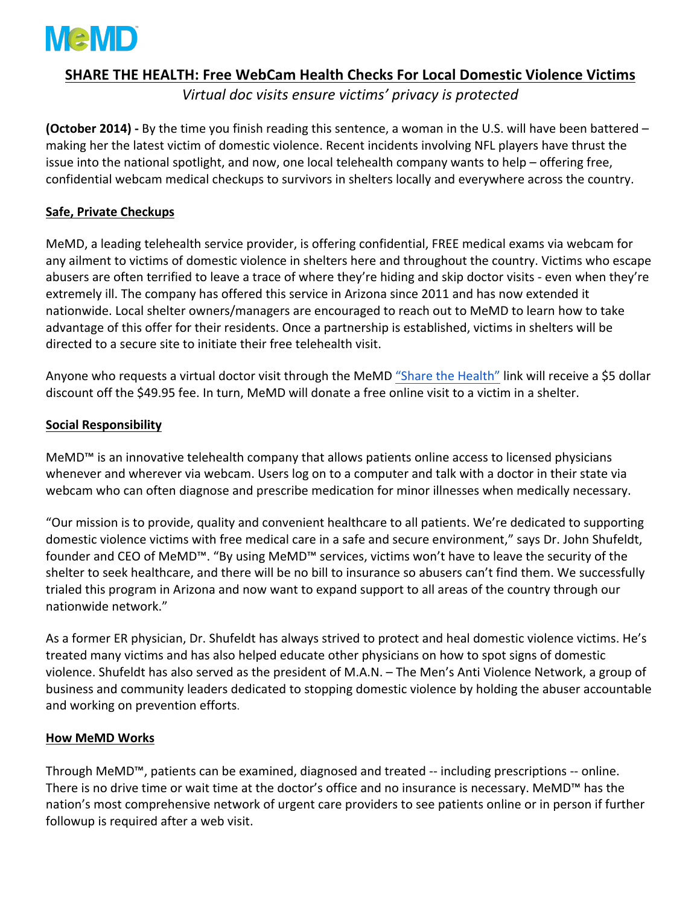MeMD

## SHARE THE HEALTH: Free WebCam Health Checks For Local Domestic Violence Victims

*Virtual doc visits ensure victims' privacy is protected*

**(October 2014) -** By the time you finish reading this sentence, a woman in the U.S. will have been battered – making her the latest victim of domestic violence. Recent incidents involving NFL players have thrust the issue into the national spotlight, and now, one local telehealth company wants to help – offering free, confidential webcam medical checkups to survivors in shelters locally and everywhere across the country.

### Safe, Private Checkups

MeMD, a leading telehealth service provider, is offering confidential, FREE medical exams via webcam for any ailment to victims of domestic violence in shelters here and throughout the country. Victims who escape abusers are often terrified to leave a trace of where they're hiding and skip doctor visits - even when they're extremely ill. The company has offered this service in Arizona since 2011 and has now extended it nationwide. Local shelter owners/managers are encouraged to reach out to MeMD to learn how to take advantage of this offer for their residents. Once a partnership is established, victims in shelters will be directed to a secure site to initiate their free telehealth visit.

Anyone who requests a virtual doctor visit through the MeMD "Share the Health" link will receive a $5 dollar discount off the $49.95 fee. In turn, MeMD will donate a free online visit to a victim in a shelter.

### Social Responsibility

MeMD™ is an innovative telehealth company that allows patients online access to licensed physicians whenever and wherever via webcam. Users log on to a computer and talk with a doctor in their state via webcam who can often diagnose and prescribe medication for minor illnesses when medically necessary.

"Our mission is to provide, quality and convenient healthcare to all patients. We're dedicated to supporting domestic violence victims with free medical care in a safe and secure environment," says Dr. John Shufeldt, founder and CEO of MeMD™. "By using MeMD™ services, victims won't have to leave the security of the shelter to seek healthcare, and there will be no bill to insurance so abusers can't find them. We successfully trialed this program in Arizona and now want to expand support to all areas of the country through our nationwide network."

As a former ER physician, Dr. Shufeldt has always strived to protect and heal domestic violence victims. He's treated many victims and has also helped educate other physicians on how to spot signs of domestic violence. Shufeldt has also served as the president of M.A.N. – The Men's Anti Violence Network, a group of business and community leaders dedicated to stopping domestic violence by holding the abuser accountable and working on prevention efforts.

### How MeMD Works

Through MeMD™, patients can be examined, diagnosed and treated -- including prescriptions -- online. There is no drive time or wait time at the doctor's office and no insurance is necessary. MeMD™ has the nation's most comprehensive network of urgent care providers to see patients online or in person if further followup is required after a web visit.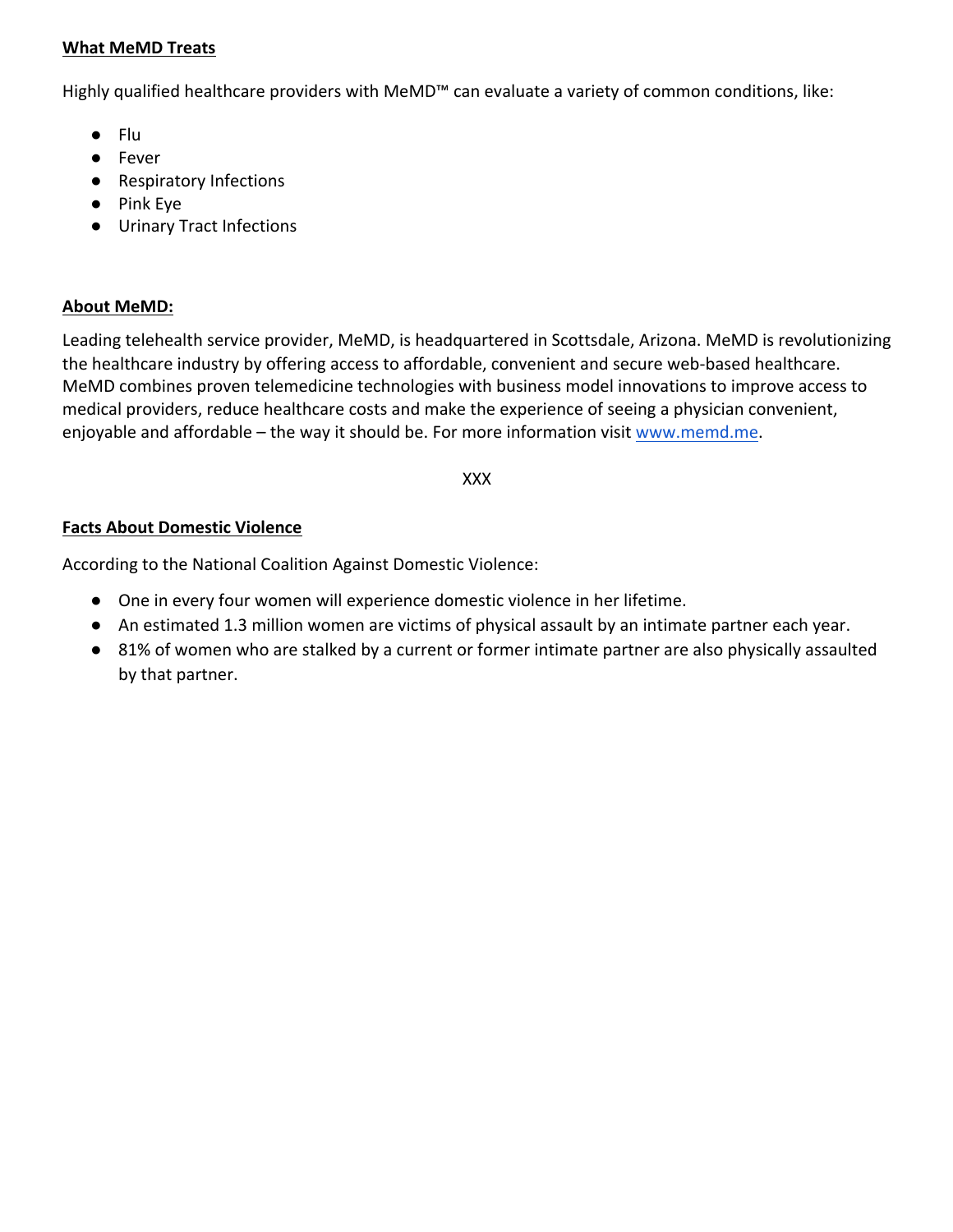**What MeMD Treats**

Highly qualified healthcare providers with MeMD™ can evaluate a variety of common conditions, like:

- Flu
- Fever
- Respiratory Infections
- Pink Eye
- Urinary Tract Infections

**About MeMD:**

Leading telehealth service provider, MeMD, is headquartered in Scottsdale, Arizona. MeMD is revolutionizing the healthcare industry by offering access to affordable, convenient and secure web-based healthcare. MeMD combines proven telemedicine technologies with business model innovations to improve access to medical providers, reduce healthcare costs and make the experience of seeing a physician convenient, enjoyable and affordable – the way it should be. For more information visit www.memd.me.

XXX

**Facts About Domestic Violence**

According to the National Coalition Against Domestic Violence:

- One in every four women will experience domestic violence in her lifetime.
- An estimated 1.3 million women are victims of physical assault by an intimate partner each year.
- 81% of women who are stalked by a current or former intimate partner are also physically assaulted by that partner.